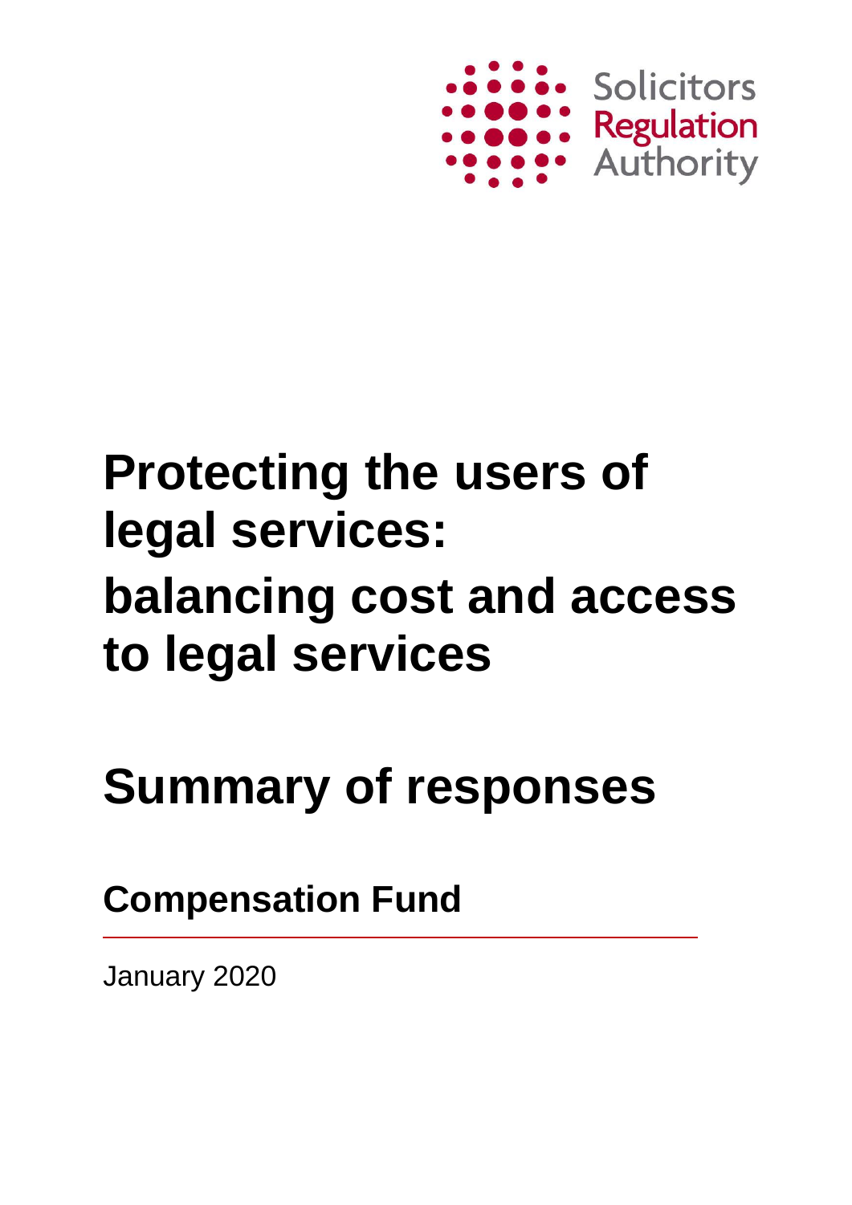Solicitors Regulation Authority

# Protecting the users of legal services: balancing cost and access to legal services

# Summary of responses

## Compensation Fund

January 2020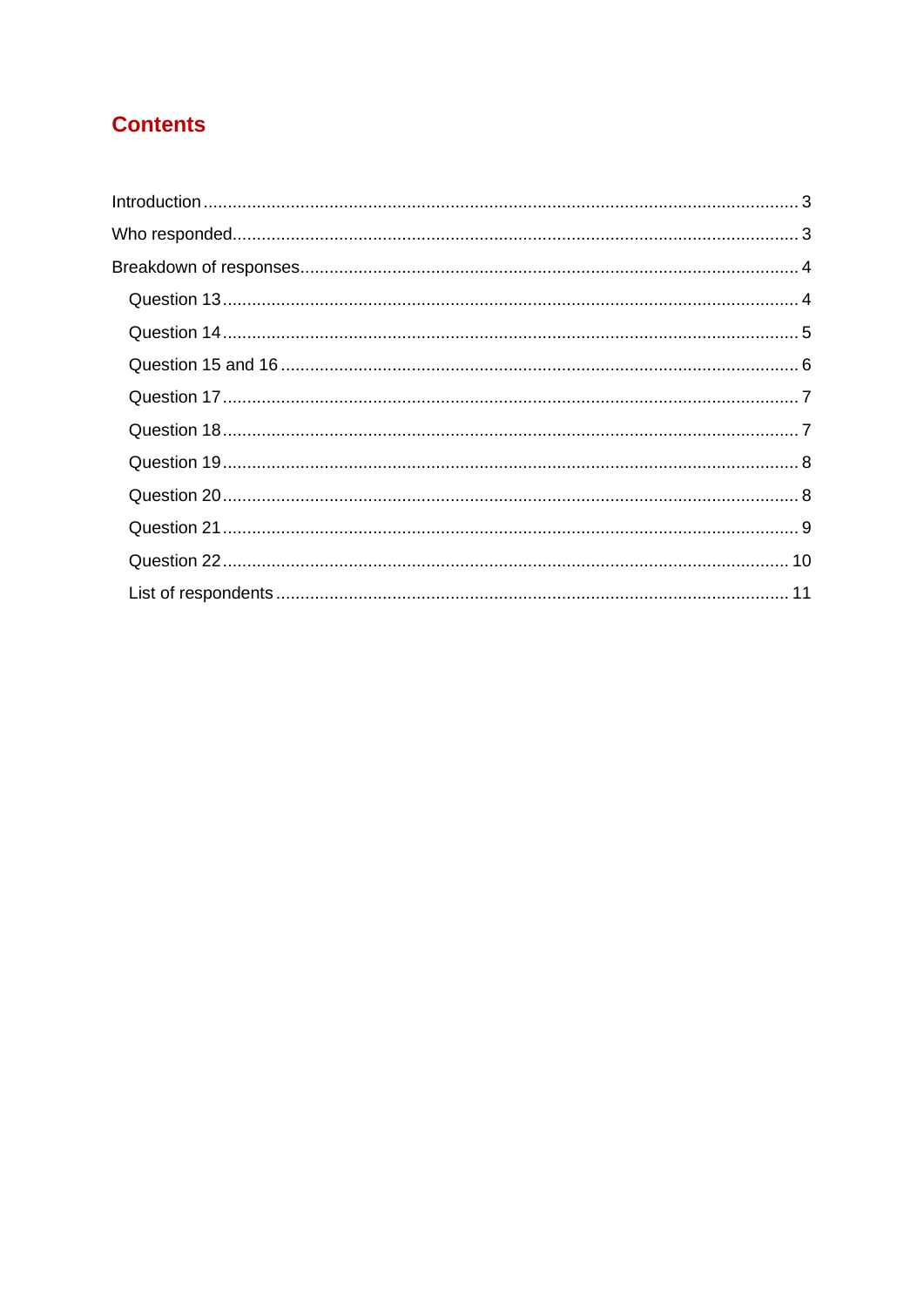# Contents

- Introduction ... 3
- Who responded ... 3
- Breakdown of responses ... 4
  - Question 13 ... 4
  - Question 14 ... 5
  - Question 15 and 16 ... 6
  - Question 17 ... 7
  - Question 18 ... 7
  - Question 19 ... 8
  - Question 20 ... 8
  - Question 21 ... 9
  - Question 22 ... 10
  - List of respondents ... 11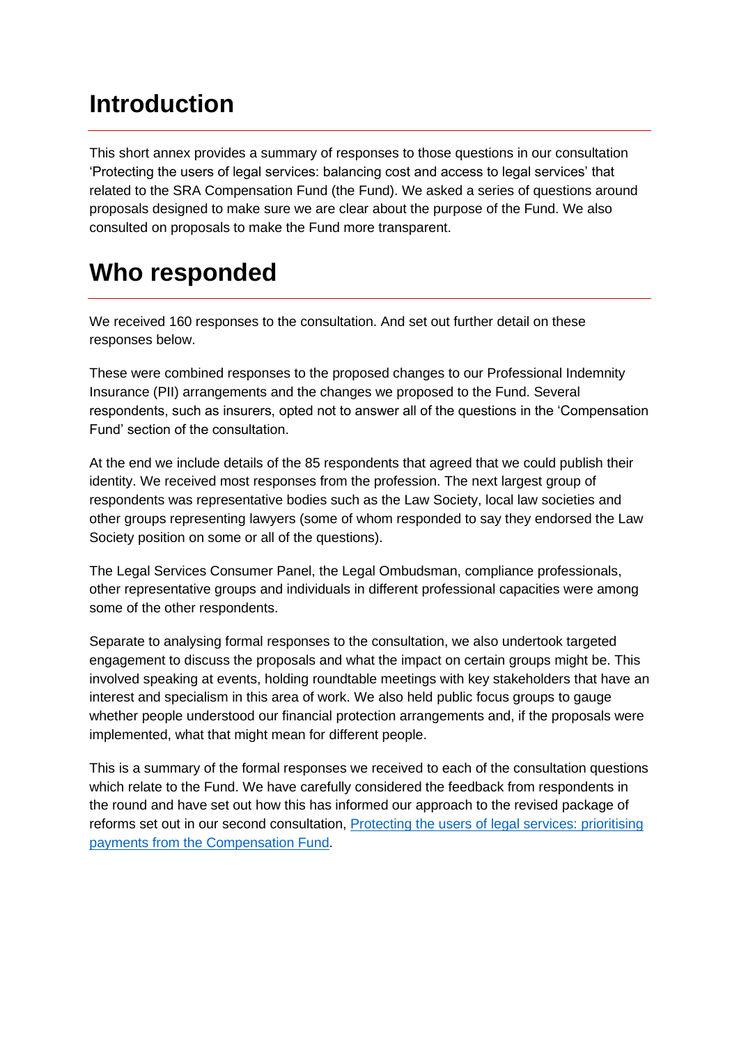# Introduction

This short annex provides a summary of responses to those questions in our consultation 'Protecting the users of legal services: balancing cost and access to legal services' that related to the SRA Compensation Fund (the Fund). We asked a series of questions around proposals designed to make sure we are clear about the purpose of the Fund. We also consulted on proposals to make the Fund more transparent.

# Who responded

We received 160 responses to the consultation. And set out further detail on these responses below.

These were combined responses to the proposed changes to our Professional Indemnity Insurance (PII) arrangements and the changes we proposed to the Fund. Several respondents, such as insurers, opted not to answer all of the questions in the 'Compensation Fund' section of the consultation.

At the end we include details of the 85 respondents that agreed that we could publish their identity. We received most responses from the profession. The next largest group of respondents was representative bodies such as the Law Society, local law societies and other groups representing lawyers (some of whom responded to say they endorsed the Law Society position on some or all of the questions).

The Legal Services Consumer Panel, the Legal Ombudsman, compliance professionals, other representative groups and individuals in different professional capacities were among some of the other respondents.

Separate to analysing formal responses to the consultation, we also undertook targeted engagement to discuss the proposals and what the impact on certain groups might be. This involved speaking at events, holding roundtable meetings with key stakeholders that have an interest and specialism in this area of work. We also held public focus groups to gauge whether people understood our financial protection arrangements and, if the proposals were implemented, what that might mean for different people.

This is a summary of the formal responses we received to each of the consultation questions which relate to the Fund. We have carefully considered the feedback from respondents in the round and have set out how this has informed our approach to the revised package of reforms set out in our second consultation, [Protecting the users of legal services: prioritising payments from the Compensation Fund](Protecting the users of legal services: prioritising payments from the Compensation Fund).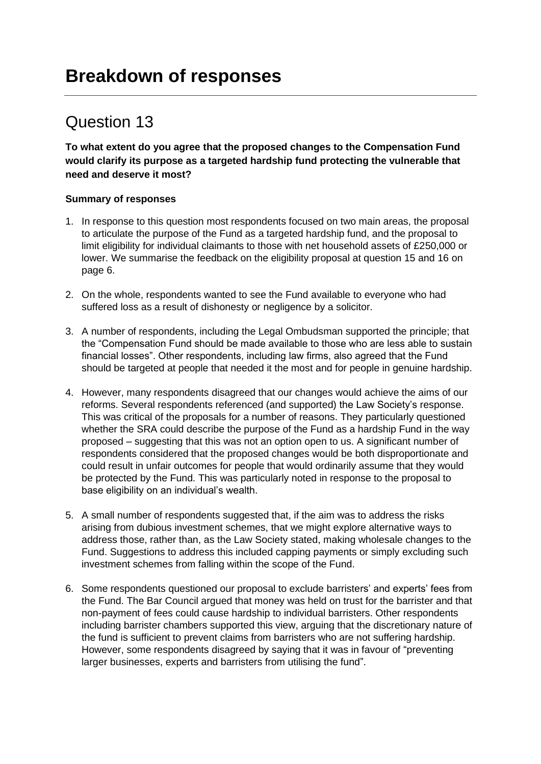# Breakdown of responses

## Question 13

**To what extent do you agree that the proposed changes to the Compensation Fund would clarify its purpose as a targeted hardship fund protecting the vulnerable that need and deserve it most?**

**Summary of responses**

1. In response to this question most respondents focused on two main areas, the proposal to articulate the purpose of the Fund as a targeted hardship fund, and the proposal to limit eligibility for individual claimants to those with net household assets of £250,000 or lower. We summarise the feedback on the eligibility proposal at question 15 and 16 on page 6.

2. On the whole, respondents wanted to see the Fund available to everyone who had suffered loss as a result of dishonesty or negligence by a solicitor.

3. A number of respondents, including the Legal Ombudsman supported the principle; that the "Compensation Fund should be made available to those who are less able to sustain financial losses". Other respondents, including law firms, also agreed that the Fund should be targeted at people that needed it the most and for people in genuine hardship.

4. However, many respondents disagreed that our changes would achieve the aims of our reforms. Several respondents referenced (and supported) the Law Society's response. This was critical of the proposals for a number of reasons. They particularly questioned whether the SRA could describe the purpose of the Fund as a hardship Fund in the way proposed – suggesting that this was not an option open to us. A significant number of respondents considered that the proposed changes would be both disproportionate and could result in unfair outcomes for people that would ordinarily assume that they would be protected by the Fund. This was particularly noted in response to the proposal to base eligibility on an individual's wealth.

5. A small number of respondents suggested that, if the aim was to address the risks arising from dubious investment schemes, that we might explore alternative ways to address those, rather than, as the Law Society stated, making wholesale changes to the Fund. Suggestions to address this included capping payments or simply excluding such investment schemes from falling within the scope of the Fund.

6. Some respondents questioned our proposal to exclude barristers' and experts' fees from the Fund. The Bar Council argued that money was held on trust for the barrister and that non-payment of fees could cause hardship to individual barristers. Other respondents including barrister chambers supported this view, arguing that the discretionary nature of the fund is sufficient to prevent claims from barristers who are not suffering hardship. However, some respondents disagreed by saying that it was in favour of "preventing larger businesses, experts and barristers from utilising the fund".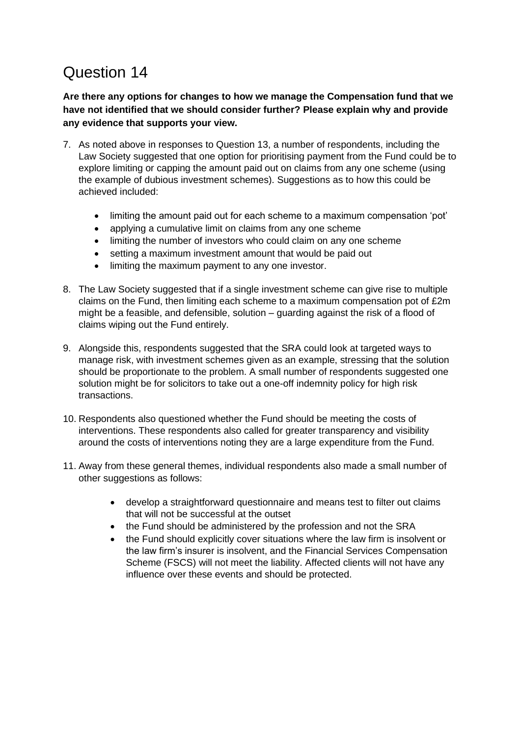# Question 14

**Are there any options for changes to how we manage the Compensation fund that we have not identified that we should consider further? Please explain why and provide any evidence that supports your view.**

7. As noted above in responses to Question 13, a number of respondents, including the Law Society suggested that one option for prioritising payment from the Fund could be to explore limiting or capping the amount paid out on claims from any one scheme (using the example of dubious investment schemes). Suggestions as to how this could be achieved included:

    - limiting the amount paid out for each scheme to a maximum compensation 'pot'
    - applying a cumulative limit on claims from any one scheme
    - limiting the number of investors who could claim on any one scheme
    - setting a maximum investment amount that would be paid out
    - limiting the maximum payment to any one investor.

8. The Law Society suggested that if a single investment scheme can give rise to multiple claims on the Fund, then limiting each scheme to a maximum compensation pot of £2m might be a feasible, and defensible, solution – guarding against the risk of a flood of claims wiping out the Fund entirely.

9. Alongside this, respondents suggested that the SRA could look at targeted ways to manage risk, with investment schemes given as an example, stressing that the solution should be proportionate to the problem. A small number of respondents suggested one solution might be for solicitors to take out a one-off indemnity policy for high risk transactions.

10. Respondents also questioned whether the Fund should be meeting the costs of interventions. These respondents also called for greater transparency and visibility around the costs of interventions noting they are a large expenditure from the Fund.

11. Away from these general themes, individual respondents also made a small number of other suggestions as follows:

    - develop a straightforward questionnaire and means test to filter out claims that will not be successful at the outset
    - the Fund should be administered by the profession and not the SRA
    - the Fund should explicitly cover situations where the law firm is insolvent or the law firm's insurer is insolvent, and the Financial Services Compensation Scheme (FSCS) will not meet the liability. Affected clients will not have any influence over these events and should be protected.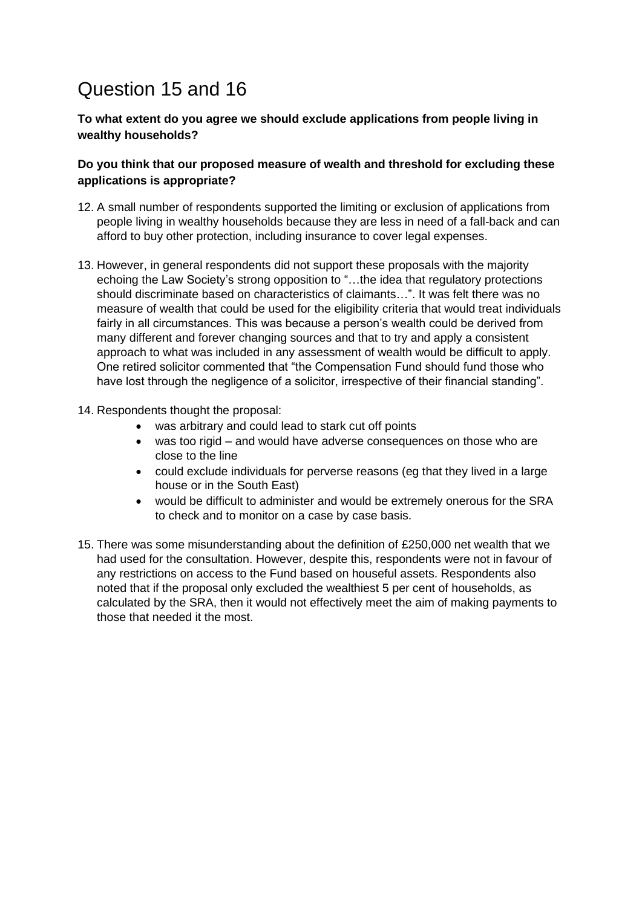# Question 15 and 16

**To what extent do you agree we should exclude applications from people living in wealthy households?**

**Do you think that our proposed measure of wealth and threshold for excluding these applications is appropriate?**

12. A small number of respondents supported the limiting or exclusion of applications from people living in wealthy households because they are less in need of a fall-back and can afford to buy other protection, including insurance to cover legal expenses.

13. However, in general respondents did not support these proposals with the majority echoing the Law Society's strong opposition to "…the idea that regulatory protections should discriminate based on characteristics of claimants…". It was felt there was no measure of wealth that could be used for the eligibility criteria that would treat individuals fairly in all circumstances. This was because a person's wealth could be derived from many different and forever changing sources and that to try and apply a consistent approach to what was included in any assessment of wealth would be difficult to apply. One retired solicitor commented that "the Compensation Fund should fund those who have lost through the negligence of a solicitor, irrespective of their financial standing".

14. Respondents thought the proposal:
    - was arbitrary and could lead to stark cut off points
    - was too rigid – and would have adverse consequences on those who are close to the line
    - could exclude individuals for perverse reasons (eg that they lived in a large house or in the South East)
    - would be difficult to administer and would be extremely onerous for the SRA to check and to monitor on a case by case basis.

15. There was some misunderstanding about the definition of £250,000 net wealth that we had used for the consultation. However, despite this, respondents were not in favour of any restrictions on access to the Fund based on houseful assets. Respondents also noted that if the proposal only excluded the wealthiest 5 per cent of households, as calculated by the SRA, then it would not effectively meet the aim of making payments to those that needed it the most.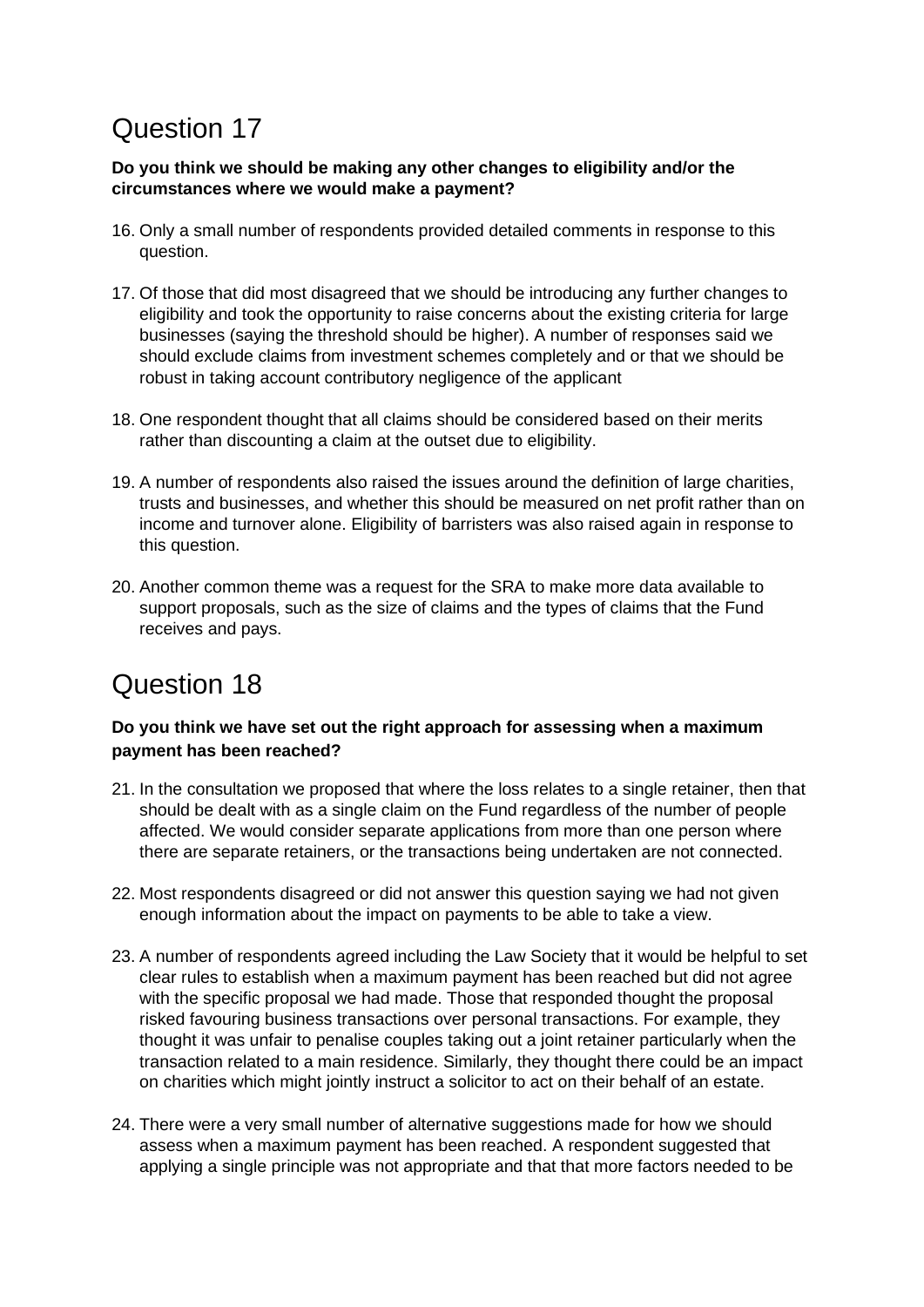# Question 17

**Do you think we should be making any other changes to eligibility and/or the circumstances where we would make a payment?**

16. Only a small number of respondents provided detailed comments in response to this question.

17. Of those that did most disagreed that we should be introducing any further changes to eligibility and took the opportunity to raise concerns about the existing criteria for large businesses (saying the threshold should be higher). A number of responses said we should exclude claims from investment schemes completely and or that we should be robust in taking account contributory negligence of the applicant

18. One respondent thought that all claims should be considered based on their merits rather than discounting a claim at the outset due to eligibility.

19. A number of respondents also raised the issues around the definition of large charities, trusts and businesses, and whether this should be measured on net profit rather than on income and turnover alone. Eligibility of barristers was also raised again in response to this question.

20. Another common theme was a request for the SRA to make more data available to support proposals, such as the size of claims and the types of claims that the Fund receives and pays.

# Question 18

**Do you think we have set out the right approach for assessing when a maximum payment has been reached?**

21. In the consultation we proposed that where the loss relates to a single retainer, then that should be dealt with as a single claim on the Fund regardless of the number of people affected. We would consider separate applications from more than one person where there are separate retainers, or the transactions being undertaken are not connected.

22. Most respondents disagreed or did not answer this question saying we had not given enough information about the impact on payments to be able to take a view.

23. A number of respondents agreed including the Law Society that it would be helpful to set clear rules to establish when a maximum payment has been reached but did not agree with the specific proposal we had made. Those that responded thought the proposal risked favouring business transactions over personal transactions. For example, they thought it was unfair to penalise couples taking out a joint retainer particularly when the transaction related to a main residence. Similarly, they thought there could be an impact on charities which might jointly instruct a solicitor to act on their behalf of an estate.

24. There were a very small number of alternative suggestions made for how we should assess when a maximum payment has been reached. A respondent suggested that applying a single principle was not appropriate and that that more factors needed to be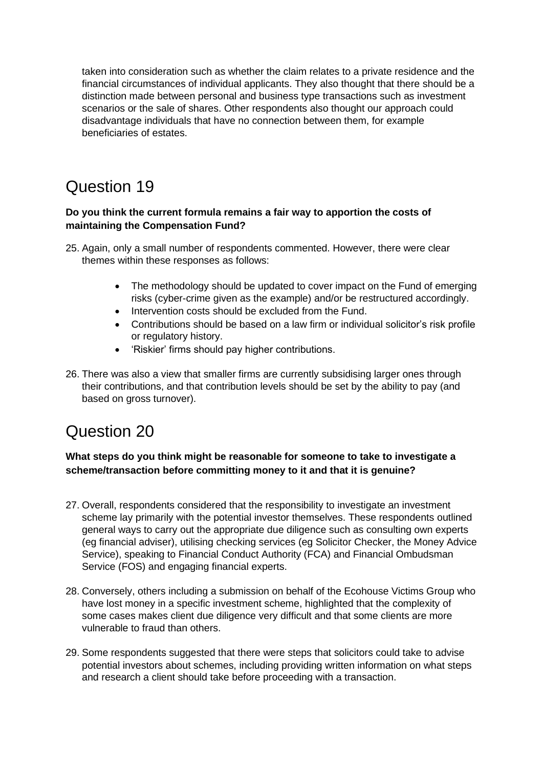taken into consideration such as whether the claim relates to a private residence and the financial circumstances of individual applicants. They also thought that there should be a distinction made between personal and business type transactions such as investment scenarios or the sale of shares. Other respondents also thought our approach could disadvantage individuals that have no connection between them, for example beneficiaries of estates.

## Question 19

**Do you think the current formula remains a fair way to apportion the costs of maintaining the Compensation Fund?**

25. Again, only a small number of respondents commented. However, there were clear themes within these responses as follows:

    - The methodology should be updated to cover impact on the Fund of emerging risks (cyber-crime given as the example) and/or be restructured accordingly.
    - Intervention costs should be excluded from the Fund.
    - Contributions should be based on a law firm or individual solicitor's risk profile or regulatory history.
    - 'Riskier' firms should pay higher contributions.

26. There was also a view that smaller firms are currently subsidising larger ones through their contributions, and that contribution levels should be set by the ability to pay (and based on gross turnover).

## Question 20

**What steps do you think might be reasonable for someone to take to investigate a scheme/transaction before committing money to it and that it is genuine?**

27. Overall, respondents considered that the responsibility to investigate an investment scheme lay primarily with the potential investor themselves. These respondents outlined general ways to carry out the appropriate due diligence such as consulting own experts (eg financial adviser), utilising checking services (eg Solicitor Checker, the Money Advice Service), speaking to Financial Conduct Authority (FCA) and Financial Ombudsman Service (FOS) and engaging financial experts.

28. Conversely, others including a submission on behalf of the Ecohouse Victims Group who have lost money in a specific investment scheme, highlighted that the complexity of some cases makes client due diligence very difficult and that some clients are more vulnerable to fraud than others.

29. Some respondents suggested that there were steps that solicitors could take to advise potential investors about schemes, including providing written information on what steps and research a client should take before proceeding with a transaction.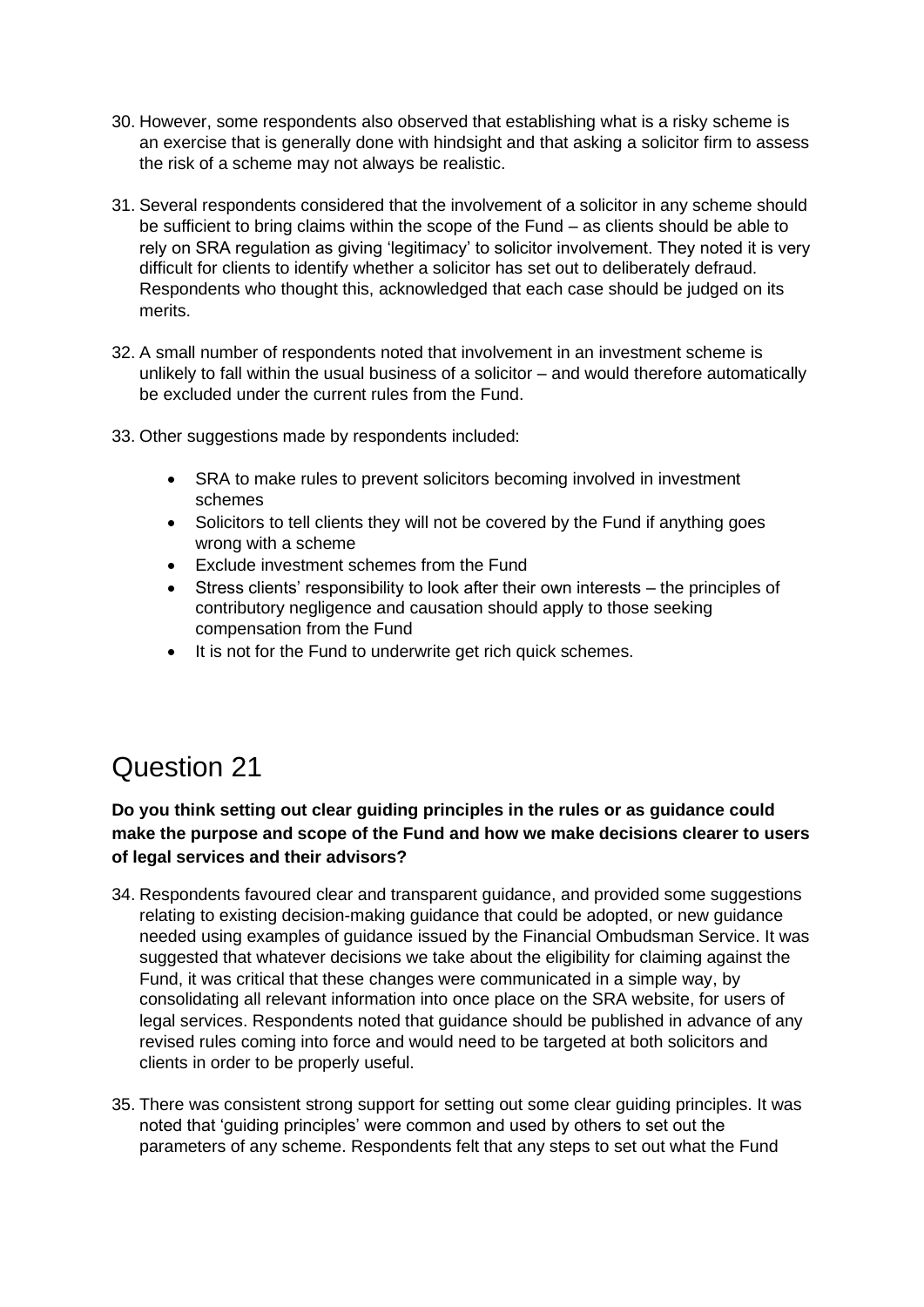30. However, some respondents also observed that establishing what is a risky scheme is an exercise that is generally done with hindsight and that asking a solicitor firm to assess the risk of a scheme may not always be realistic.

31. Several respondents considered that the involvement of a solicitor in any scheme should be sufficient to bring claims within the scope of the Fund – as clients should be able to rely on SRA regulation as giving 'legitimacy' to solicitor involvement. They noted it is very difficult for clients to identify whether a solicitor has set out to deliberately defraud. Respondents who thought this, acknowledged that each case should be judged on its merits.

32. A small number of respondents noted that involvement in an investment scheme is unlikely to fall within the usual business of a solicitor – and would therefore automatically be excluded under the current rules from the Fund.

33. Other suggestions made by respondents included:

    - SRA to make rules to prevent solicitors becoming involved in investment schemes
    - Solicitors to tell clients they will not be covered by the Fund if anything goes wrong with a scheme
    - Exclude investment schemes from the Fund
    - Stress clients' responsibility to look after their own interests – the principles of contributory negligence and causation should apply to those seeking compensation from the Fund
    - It is not for the Fund to underwrite get rich quick schemes.

# Question 21

**Do you think setting out clear guiding principles in the rules or as guidance could make the purpose and scope of the Fund and how we make decisions clearer to users of legal services and their advisors?**

34. Respondents favoured clear and transparent guidance, and provided some suggestions relating to existing decision-making guidance that could be adopted, or new guidance needed using examples of guidance issued by the Financial Ombudsman Service. It was suggested that whatever decisions we take about the eligibility for claiming against the Fund, it was critical that these changes were communicated in a simple way, by consolidating all relevant information into once place on the SRA website, for users of legal services. Respondents noted that guidance should be published in advance of any revised rules coming into force and would need to be targeted at both solicitors and clients in order to be properly useful.

35. There was consistent strong support for setting out some clear guiding principles. It was noted that 'guiding principles' were common and used by others to set out the parameters of any scheme. Respondents felt that any steps to set out what the Fund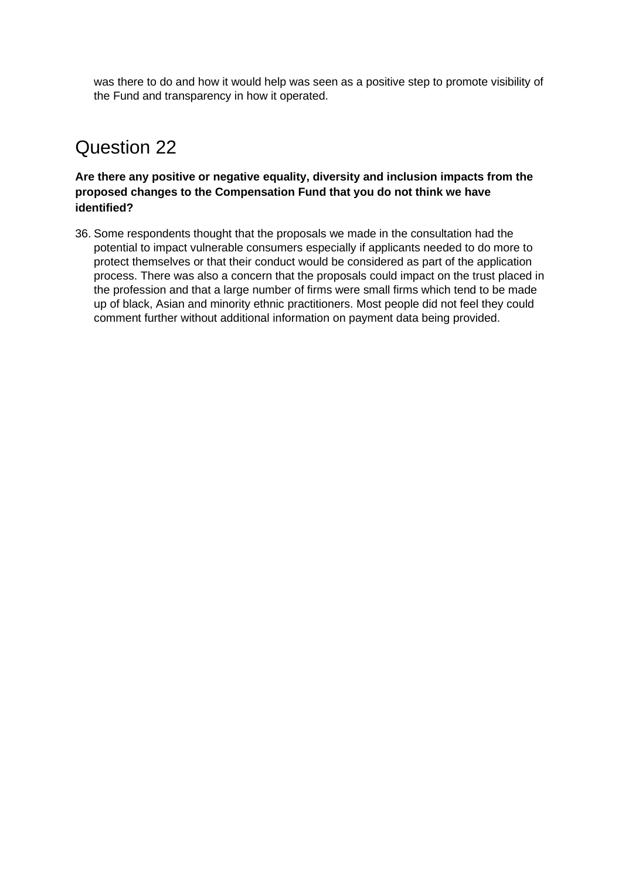was there to do and how it would help was seen as a positive step to promote visibility of the Fund and transparency in how it operated.

## Question 22

**Are there any positive or negative equality, diversity and inclusion impacts from the proposed changes to the Compensation Fund that you do not think we have identified?**

36. Some respondents thought that the proposals we made in the consultation had the potential to impact vulnerable consumers especially if applicants needed to do more to protect themselves or that their conduct would be considered as part of the application process. There was also a concern that the proposals could impact on the trust placed in the profession and that a large number of firms were small firms which tend to be made up of black, Asian and minority ethnic practitioners. Most people did not feel they could comment further without additional information on payment data being provided.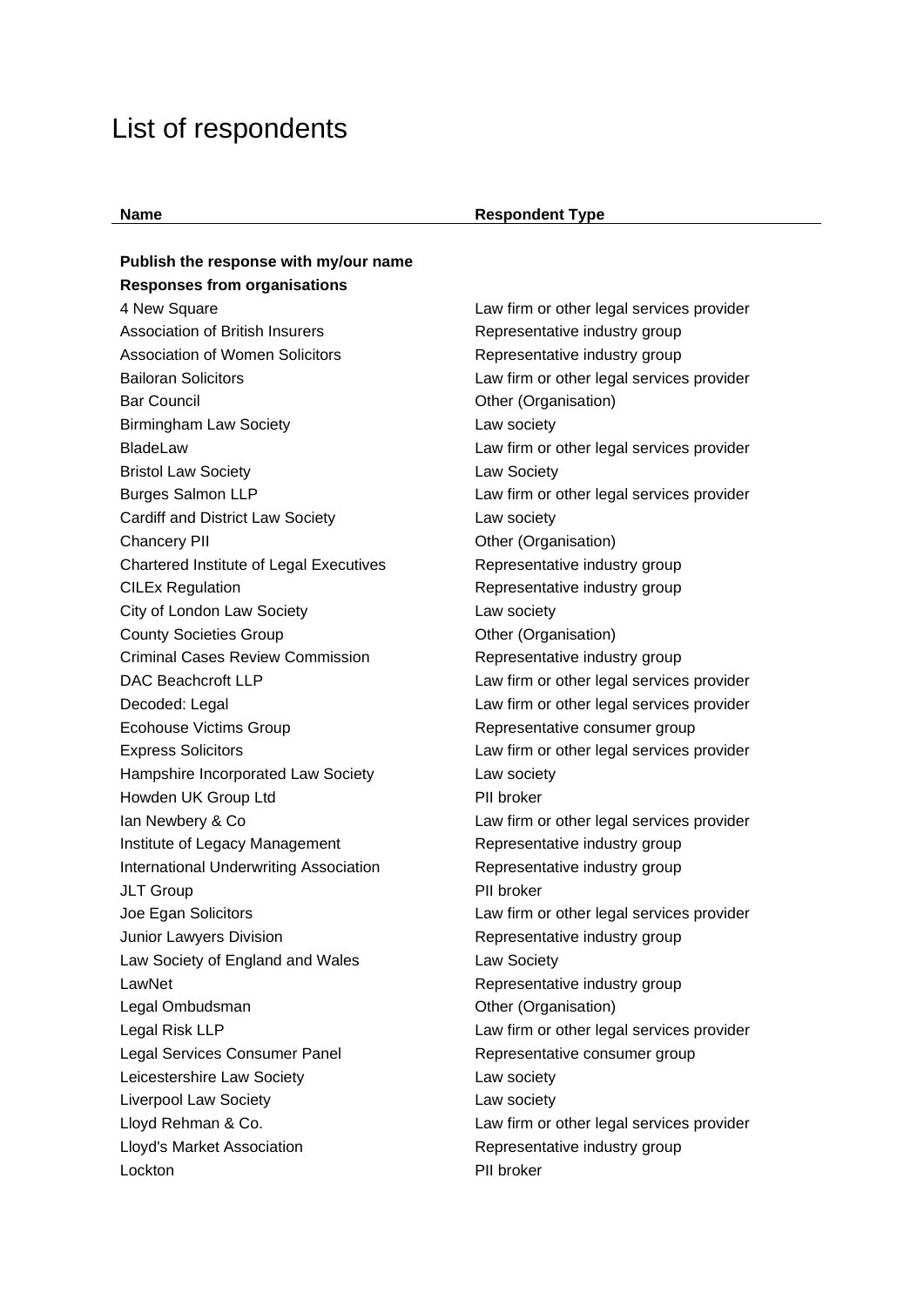# List of respondents

| Name | Respondent Type |
|---|---|
| **Publish the response with my/our name** | |
| **Responses from organisations** | |
| 4 New Square | Law firm or other legal services provider |
| Association of British Insurers | Representative industry group |
| Association of Women Solicitors | Representative industry group |
| Bailoran Solicitors | Law firm or other legal services provider |
| Bar Council | Other (Organisation) |
| Birmingham Law Society | Law society |
| BladeLaw | Law firm or other legal services provider |
| Bristol Law Society | Law Society |
| Burges Salmon LLP | Law firm or other legal services provider |
| Cardiff and District Law Society | Law society |
| Chancery PII | Other (Organisation) |
| Chartered Institute of Legal Executives | Representative industry group |
| CILEx Regulation | Representative industry group |
| City of London Law Society | Law society |
| County Societies Group | Other (Organisation) |
| Criminal Cases Review Commission | Representative industry group |
| DAC Beachcroft LLP | Law firm or other legal services provider |
| Decoded: Legal | Law firm or other legal services provider |
| Ecohouse Victims Group | Representative consumer group |
| Express Solicitors | Law firm or other legal services provider |
| Hampshire Incorporated Law Society | Law society |
| Howden UK Group Ltd | PII broker |
| Ian Newbery & Co | Law firm or other legal services provider |
| Institute of Legacy Management | Representative industry group |
| International Underwriting Association | Representative industry group |
| JLT Group | PII broker |
| Joe Egan Solicitors | Law firm or other legal services provider |
| Junior Lawyers Division | Representative industry group |
| Law Society of England and Wales | Law Society |
| LawNet | Representative industry group |
| Legal Ombudsman | Other (Organisation) |
| Legal Risk LLP | Law firm or other legal services provider |
| Legal Services Consumer Panel | Representative consumer group |
| Leicestershire Law Society | Law society |
| Liverpool Law Society | Law society |
| Lloyd Rehman & Co. | Law firm or other legal services provider |
| Lloyd's Market Association | Representative industry group |
| Lockton | PII broker |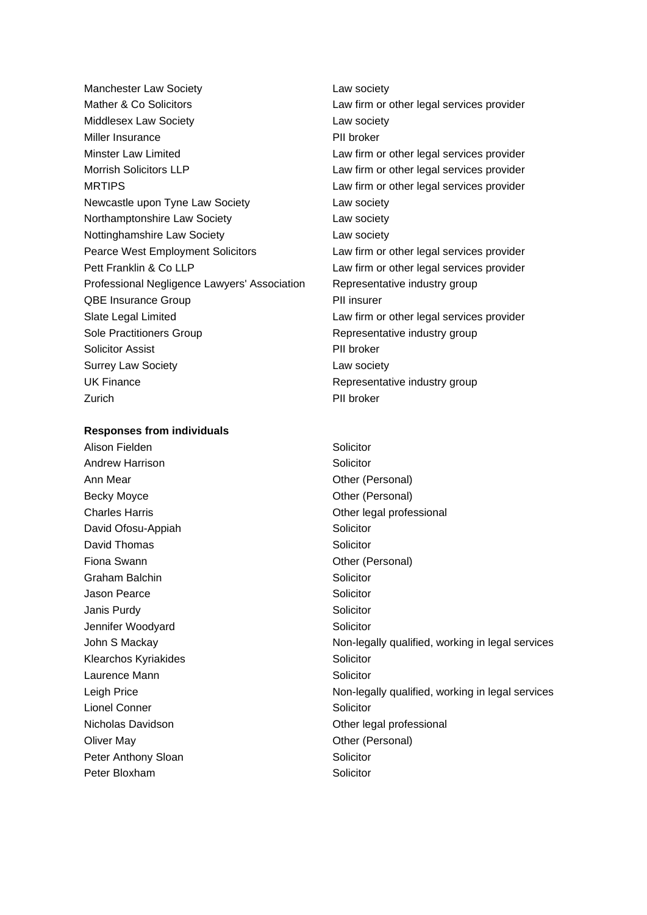| | |
|---|---|
| Manchester Law Society | Law society |
| Mather & Co Solicitors | Law firm or other legal services provider |
| Middlesex Law Society | Law society |
| Miller Insurance | PII broker |
| Minster Law Limited | Law firm or other legal services provider |
| Morrish Solicitors LLP | Law firm or other legal services provider |
| MRTIPS | Law firm or other legal services provider |
| Newcastle upon Tyne Law Society | Law society |
| Northamptonshire Law Society | Law society |
| Nottinghamshire Law Society | Law society |
| Pearce West Employment Solicitors | Law firm or other legal services provider |
| Pett Franklin & Co LLP | Law firm or other legal services provider |
| Professional Negligence Lawyers' Association | Representative industry group |
| QBE Insurance Group | PII insurer |
| Slate Legal Limited | Law firm or other legal services provider |
| Sole Practitioners Group | Representative industry group |
| Solicitor Assist | PII broker |
| Surrey Law Society | Law society |
| UK Finance | Representative industry group |
| Zurich | PII broker |

**Responses from individuals**

| | |
|---|---|
| Alison Fielden | Solicitor |
| Andrew Harrison | Solicitor |
| Ann Mear | Other (Personal) |
| Becky Moyce | Other (Personal) |
| Charles Harris | Other legal professional |
| David Ofosu-Appiah | Solicitor |
| David Thomas | Solicitor |
| Fiona Swann | Other (Personal) |
| Graham Balchin | Solicitor |
| Jason Pearce | Solicitor |
| Janis Purdy | Solicitor |
| Jennifer Woodyard | Solicitor |
| John S Mackay | Non-legally qualified, working in legal services |
| Klearchos Kyriakides | Solicitor |
| Laurence Mann | Solicitor |
| Leigh Price | Non-legally qualified, working in legal services |
| Lionel Conner | Solicitor |
| Nicholas Davidson | Other legal professional |
| Oliver May | Other (Personal) |
| Peter Anthony Sloan | Solicitor |
| Peter Bloxham | Solicitor |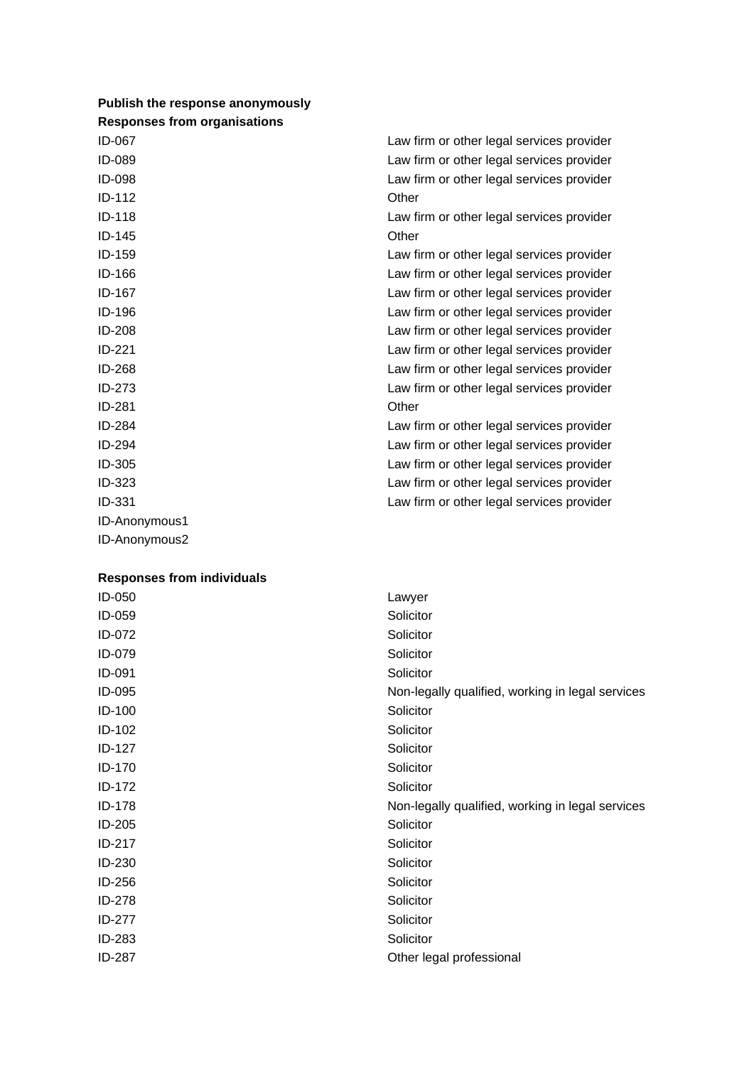**Publish the response anonymously**

**Responses from organisations**

| | |
|---|---|
| ID-067 | Law firm or other legal services provider |
| ID-089 | Law firm or other legal services provider |
| ID-098 | Law firm or other legal services provider |
| ID-112 | Other |
| ID-118 | Law firm or other legal services provider |
| ID-145 | Other |
| ID-159 | Law firm or other legal services provider |
| ID-166 | Law firm or other legal services provider |
| ID-167 | Law firm or other legal services provider |
| ID-196 | Law firm or other legal services provider |
| ID-208 | Law firm or other legal services provider |
| ID-221 | Law firm or other legal services provider |
| ID-268 | Law firm or other legal services provider |
| ID-273 | Law firm or other legal services provider |
| ID-281 | Other |
| ID-284 | Law firm or other legal services provider |
| ID-294 | Law firm or other legal services provider |
| ID-305 | Law firm or other legal services provider |
| ID-323 | Law firm or other legal services provider |
| ID-331 | Law firm or other legal services provider |
| ID-Anonymous1 | |
| ID-Anonymous2 | |

**Responses from individuals**

| | |
|---|---|
| ID-050 | Lawyer |
| ID-059 | Solicitor |
| ID-072 | Solicitor |
| ID-079 | Solicitor |
| ID-091 | Solicitor |
| ID-095 | Non-legally qualified, working in legal services |
| ID-100 | Solicitor |
| ID-102 | Solicitor |
| ID-127 | Solicitor |
| ID-170 | Solicitor |
| ID-172 | Solicitor |
| ID-178 | Non-legally qualified, working in legal services |
| ID-205 | Solicitor |
| ID-217 | Solicitor |
| ID-230 | Solicitor |
| ID-256 | Solicitor |
| ID-278 | Solicitor |
| ID-277 | Solicitor |
| ID-283 | Solicitor |
| ID-287 | Other legal professional |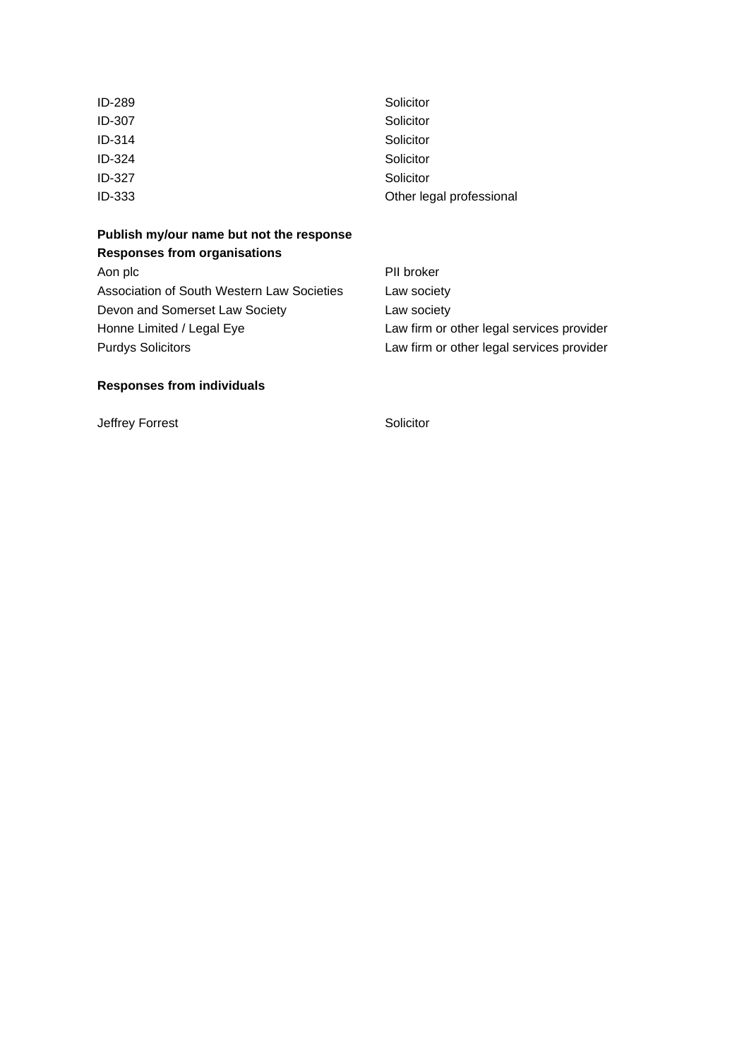| | |
|---|---|
| ID-289 | Solicitor |
| ID-307 | Solicitor |
| ID-314 | Solicitor |
| ID-324 | Solicitor |
| ID-327 | Solicitor |
| ID-333 | Other legal professional |

**Publish my/our name but not the response**

**Responses from organisations**

| | |
|---|---|
| Aon plc | PII broker |
| Association of South Western Law Societies | Law society |
| Devon and Somerset Law Society | Law society |
| Honne Limited / Legal Eye | Law firm or other legal services provider |
| Purdys Solicitors | Law firm or other legal services provider |

**Responses from individuals**

| | |
|---|---|
| Jeffrey Forrest | Solicitor |